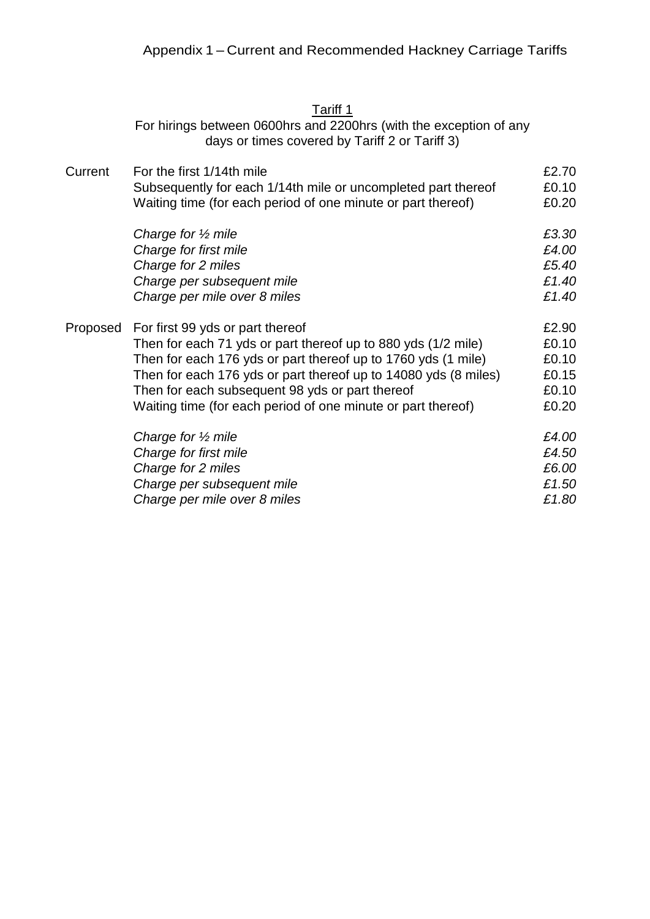# Appendix 1 – Current and Recommended Hackney Carriage Tariffs

## Tariff 1

For hirings between 0600hrs and 2200hrs (with the exception of any days or times covered by Tariff 2 or Tariff 3)

| | | |
|---|---|---|
| Current | For the first 1/14th mile | £2.70 |
| | Subsequently for each 1/14th mile or uncompleted part thereof | £0.10 |
| | Waiting time (for each period of one minute or part thereof) | £0.20 |
| | *Charge for ½ mile* | *£3.30* |
| | *Charge for first mile* | *£4.00* |
| | *Charge for 2 miles* | *£5.40* |
| | *Charge per subsequent mile* | *£1.40* |
| | *Charge per mile over 8 miles* | *£1.40* |
| Proposed | For first 99 yds or part thereof | £2.90 |
| | Then for each 71 yds or part thereof up to 880 yds (1/2 mile) | £0.10 |
| | Then for each 176 yds or part thereof up to 1760 yds (1 mile) | £0.10 |
| | Then for each 176 yds or part thereof up to 14080 yds (8 miles) | £0.15 |
| | Then for each subsequent 98 yds or part thereof | £0.10 |
| | Waiting time (for each period of one minute or part thereof) | £0.20 |
| | *Charge for ½ mile* | *£4.00* |
| | *Charge for first mile* | *£4.50* |
| | *Charge for 2 miles* | *£6.00* |
| | *Charge per subsequent mile* | *£1.50* |
| | *Charge per mile over 8 miles* | *£1.80* |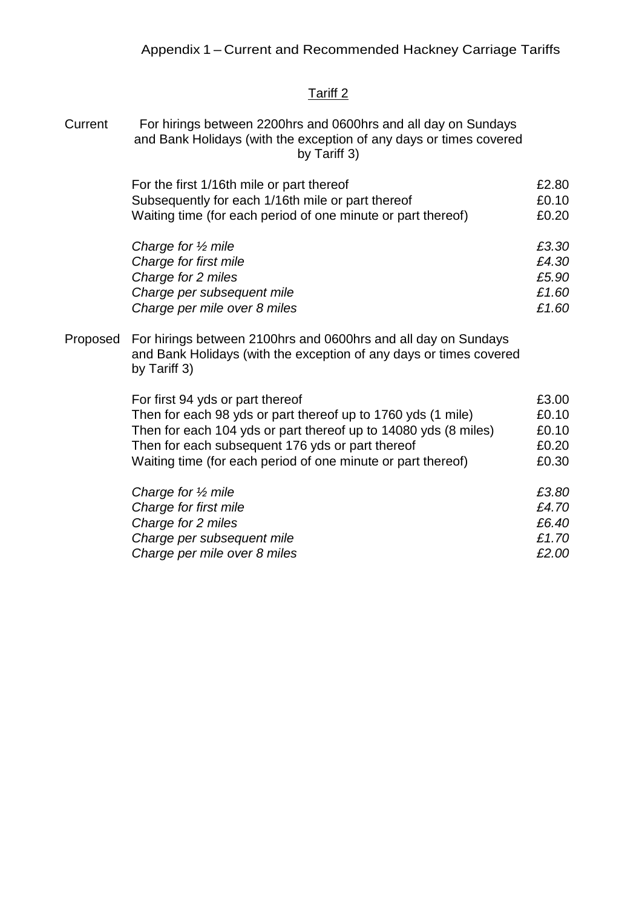## Appendix 1 – Current and Recommended Hackney Carriage Tariffs

### Tariff 2

**Current**

For hirings between 2200hrs and 0600hrs and all day on Sundays and Bank Holidays (with the exception of any days or times covered by Tariff 3)

| | |
|---|---|
| For the first 1/16th mile or part thereof | £2.80 |
| Subsequently for each 1/16th mile or part thereof | £0.10 |
| Waiting time (for each period of one minute or part thereof) | £0.20 |

| | |
|---|---|
| *Charge for ½ mile* | *£3.30* |
| *Charge for first mile* | *£4.30* |
| *Charge for 2 miles* | *£5.90* |
| *Charge per subsequent mile* | *£1.60* |
| *Charge per mile over 8 miles* | *£1.60* |

**Proposed**

For hirings between 2100hrs and 0600hrs and all day on Sundays and Bank Holidays (with the exception of any days or times covered by Tariff 3)

| | |
|---|---|
| For first 94 yds or part thereof | £3.00 |
| Then for each 98 yds or part thereof up to 1760 yds (1 mile) | £0.10 |
| Then for each 104 yds or part thereof up to 14080 yds (8 miles) | £0.10 |
| Then for each subsequent 176 yds or part thereof | £0.20 |
| Waiting time (for each period of one minute or part thereof) | £0.30 |

| | |
|---|---|
| *Charge for ½ mile* | *£3.80* |
| *Charge for first mile* | *£4.70* |
| *Charge for 2 miles* | *£6.40* |
| *Charge per subsequent mile* | *£1.70* |
| *Charge per mile over 8 miles* | *£2.00* |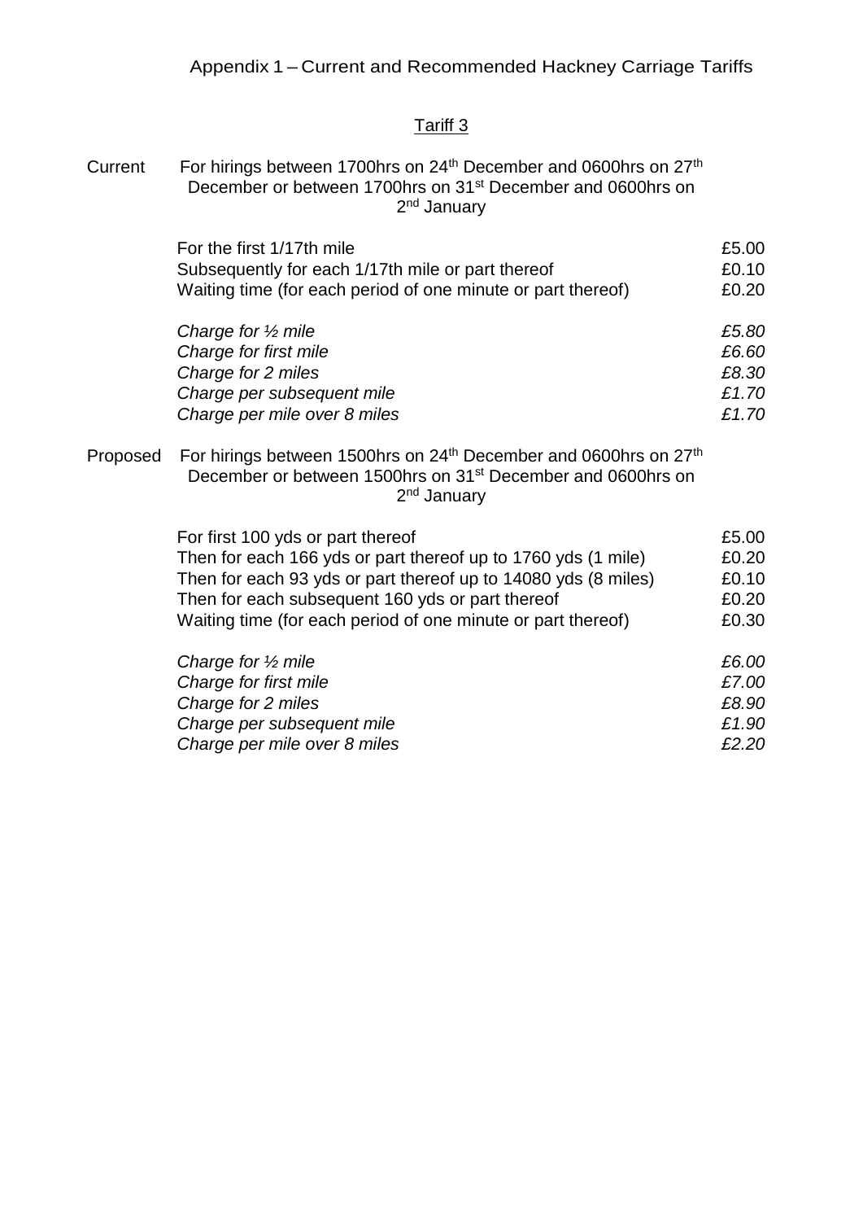# Appendix 1 – Current and Recommended Hackney Carriage Tariffs

## Tariff 3

**Current** — For hirings between 1700hrs on 24th December and 0600hrs on 27th December or between 1700hrs on 31st December and 0600hrs on 2nd January

| | |
|---|---|
| For the first 1/17th mile | £5.00 |
| Subsequently for each 1/17th mile or part thereof | £0.10 |
| Waiting time (for each period of one minute or part thereof) | £0.20 |
| *Charge for ½ mile* | *£5.80* |
| *Charge for first mile* | *£6.60* |
| *Charge for 2 miles* | *£8.30* |
| *Charge per subsequent mile* | *£1.70* |
| *Charge per mile over 8 miles* | *£1.70* |

**Proposed** — For hirings between 1500hrs on 24th December and 0600hrs on 27th December or between 1500hrs on 31st December and 0600hrs on 2nd January

| | |
|---|---|
| For first 100 yds or part thereof | £5.00 |
| Then for each 166 yds or part thereof up to 1760 yds (1 mile) | £0.20 |
| Then for each 93 yds or part thereof up to 14080 yds (8 miles) | £0.10 |
| Then for each subsequent 160 yds or part thereof | £0.20 |
| Waiting time (for each period of one minute or part thereof) | £0.30 |
| *Charge for ½ mile* | *£6.00* |
| *Charge for first mile* | *£7.00* |
| *Charge for 2 miles* | *£8.90* |
| *Charge per subsequent mile* | *£1.90* |
| *Charge per mile over 8 miles* | *£2.20* |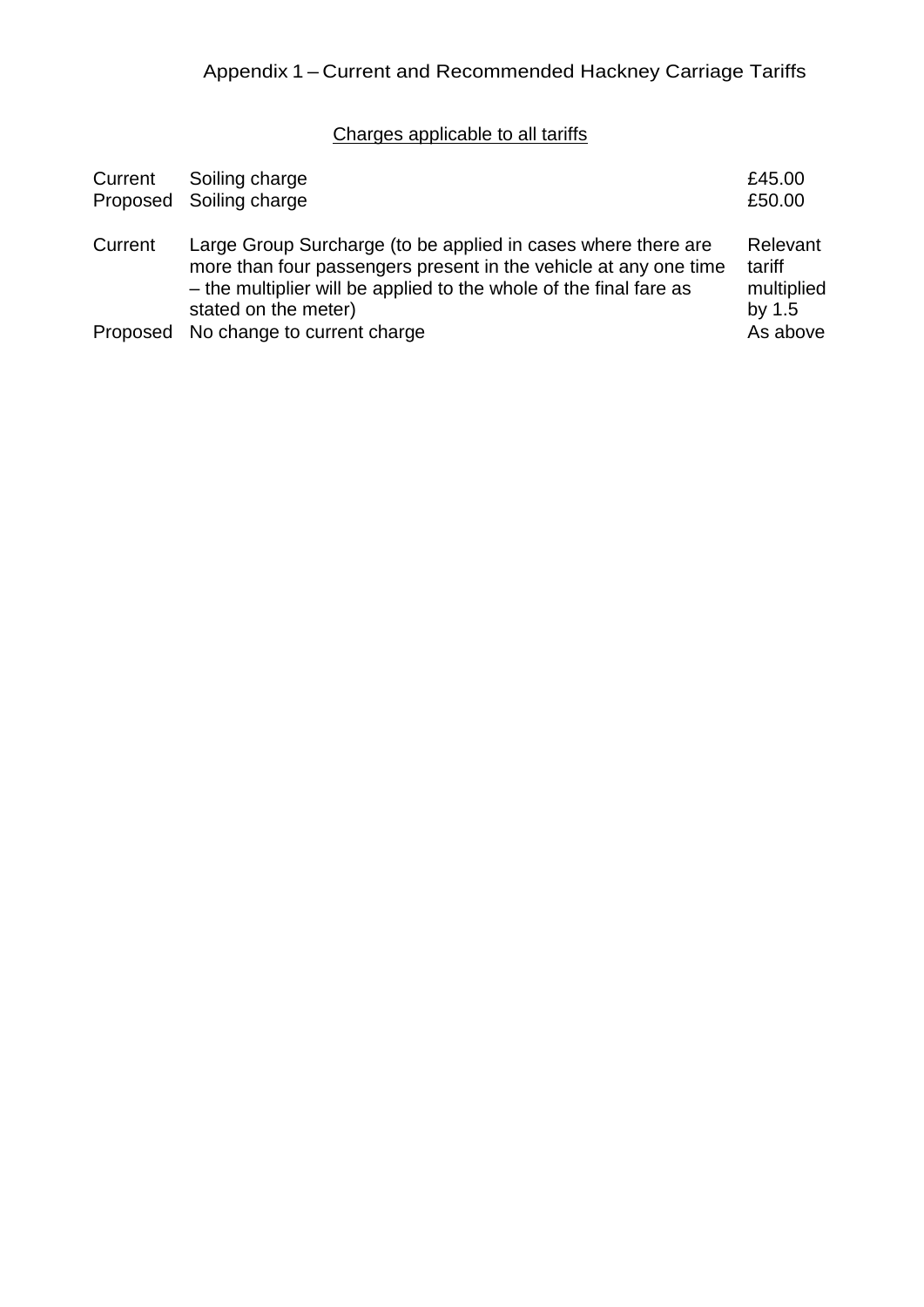## Appendix 1 – Current and Recommended Hackney Carriage Tariffs

### Charges applicable to all tariffs

| | | |
|---|---|---|
| Current | Soiling charge | £45.00 |
| Proposed | Soiling charge | £50.00 |
| Current | Large Group Surcharge (to be applied in cases where there are more than four passengers present in the vehicle at any one time – the multiplier will be applied to the whole of the final fare as stated on the meter) | Relevant tariff multiplied by 1.5 |
| Proposed | No change to current charge | As above |